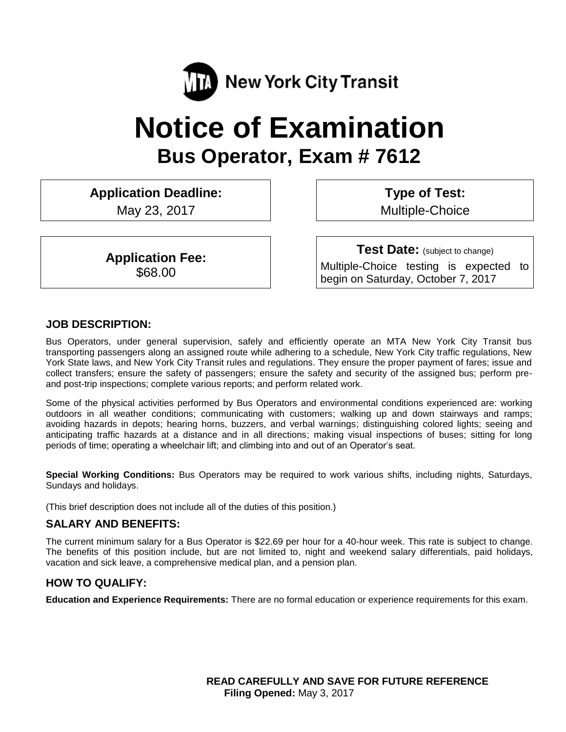New York City Transit

# Notice of Examination

## Bus Operator, Exam # 7612

**Application Deadline:**
May 23, 2017

**Type of Test:**
Multiple-Choice

**Application Fee:**
$68.00

**Test Date:** (subject to change)
Multiple-Choice testing is expected to begin on Saturday, October 7, 2017

### JOB DESCRIPTION:

Bus Operators, under general supervision, safely and efficiently operate an MTA New York City Transit bus transporting passengers along an assigned route while adhering to a schedule, New York City traffic regulations, New York State laws, and New York City Transit rules and regulations. They ensure the proper payment of fares; issue and collect transfers; ensure the safety of passengers; ensure the safety and security of the assigned bus; perform pre- and post-trip inspections; complete various reports; and perform related work.

Some of the physical activities performed by Bus Operators and environmental conditions experienced are: working outdoors in all weather conditions; communicating with customers; walking up and down stairways and ramps; avoiding hazards in depots; hearing horns, buzzers, and verbal warnings; distinguishing colored lights; seeing and anticipating traffic hazards at a distance and in all directions; making visual inspections of buses; sitting for long periods of time; operating a wheelchair lift; and climbing into and out of an Operator's seat.

**Special Working Conditions:** Bus Operators may be required to work various shifts, including nights, Saturdays, Sundays and holidays.

(This brief description does not include all of the duties of this position.)

### SALARY AND BENEFITS:

The current minimum salary for a Bus Operator is $22.69 per hour for a 40-hour week. This rate is subject to change. The benefits of this position include, but are not limited to, night and weekend salary differentials, paid holidays, vacation and sick leave, a comprehensive medical plan, and a pension plan.

### HOW TO QUALIFY:

**Education and Experience Requirements:** There are no formal education or experience requirements for this exam.

**READ CAREFULLY AND SAVE FOR FUTURE REFERENCE**
**Filing Opened:** May 3, 2017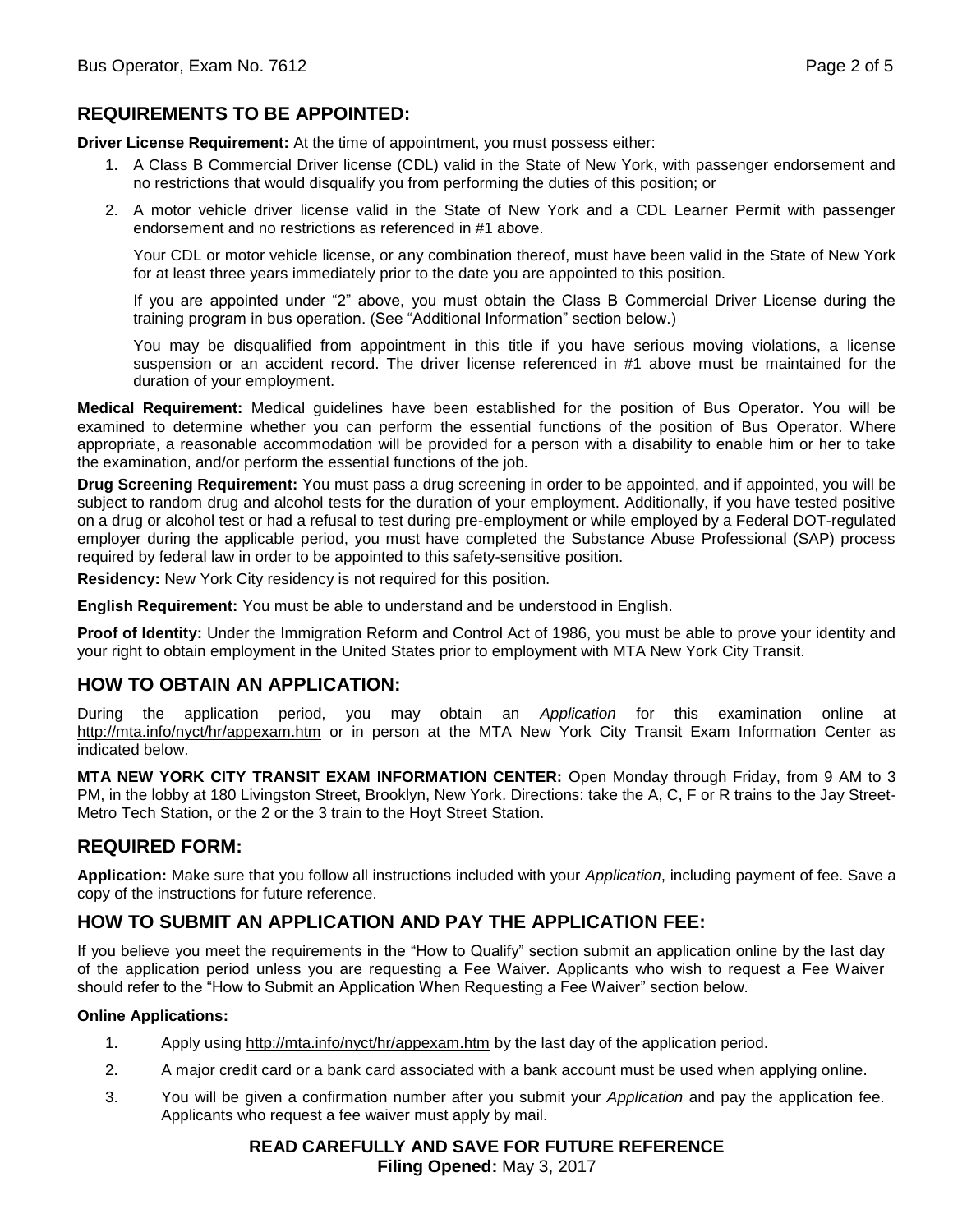## REQUIREMENTS TO BE APPOINTED:

**Driver License Requirement:** At the time of appointment, you must possess either:

1. A Class B Commercial Driver license (CDL) valid in the State of New York, with passenger endorsement and no restrictions that would disqualify you from performing the duties of this position; or
2. A motor vehicle driver license valid in the State of New York and a CDL Learner Permit with passenger endorsement and no restrictions as referenced in #1 above.

   Your CDL or motor vehicle license, or any combination thereof, must have been valid in the State of New York for at least three years immediately prior to the date you are appointed to this position.

   If you are appointed under "2" above, you must obtain the Class B Commercial Driver License during the training program in bus operation. (See "Additional Information" section below.)

   You may be disqualified from appointment in this title if you have serious moving violations, a license suspension or an accident record. The driver license referenced in #1 above must be maintained for the duration of your employment.

**Medical Requirement:** Medical guidelines have been established for the position of Bus Operator. You will be examined to determine whether you can perform the essential functions of the position of Bus Operator. Where appropriate, a reasonable accommodation will be provided for a person with a disability to enable him or her to take the examination, and/or perform the essential functions of the job.

**Drug Screening Requirement:** You must pass a drug screening in order to be appointed, and if appointed, you will be subject to random drug and alcohol tests for the duration of your employment. Additionally, if you have tested positive on a drug or alcohol test or had a refusal to test during pre-employment or while employed by a Federal DOT-regulated employer during the applicable period, you must have completed the Substance Abuse Professional (SAP) process required by federal law in order to be appointed to this safety-sensitive position.

**Residency:** New York City residency is not required for this position.

**English Requirement:** You must be able to understand and be understood in English.

**Proof of Identity:** Under the Immigration Reform and Control Act of 1986, you must be able to prove your identity and your right to obtain employment in the United States prior to employment with MTA New York City Transit.

## HOW TO OBTAIN AN APPLICATION:

During the application period, you may obtain an *Application* for this examination online at http://mta.info/nyct/hr/appexam.htm or in person at the MTA New York City Transit Exam Information Center as indicated below.

**MTA NEW YORK CITY TRANSIT EXAM INFORMATION CENTER:** Open Monday through Friday, from 9 AM to 3 PM, in the lobby at 180 Livingston Street, Brooklyn, New York. Directions: take the A, C, F or R trains to the Jay Street-Metro Tech Station, or the 2 or the 3 train to the Hoyt Street Station.

## REQUIRED FORM:

**Application:** Make sure that you follow all instructions included with your *Application*, including payment of fee. Save a copy of the instructions for future reference.

## HOW TO SUBMIT AN APPLICATION AND PAY THE APPLICATION FEE:

If you believe you meet the requirements in the "How to Qualify" section submit an application online by the last day of the application period unless you are requesting a Fee Waiver. Applicants who wish to request a Fee Waiver should refer to the "How to Submit an Application When Requesting a Fee Waiver" section below.

**Online Applications:**

1. Apply using http://mta.info/nyct/hr/appexam.htm by the last day of the application period.
2. A major credit card or a bank card associated with a bank account must be used when applying online.
3. You will be given a confirmation number after you submit your *Application* and pay the application fee. Applicants who request a fee waiver must apply by mail.

**READ CAREFULLY AND SAVE FOR FUTURE REFERENCE**
**Filing Opened:** May 3, 2017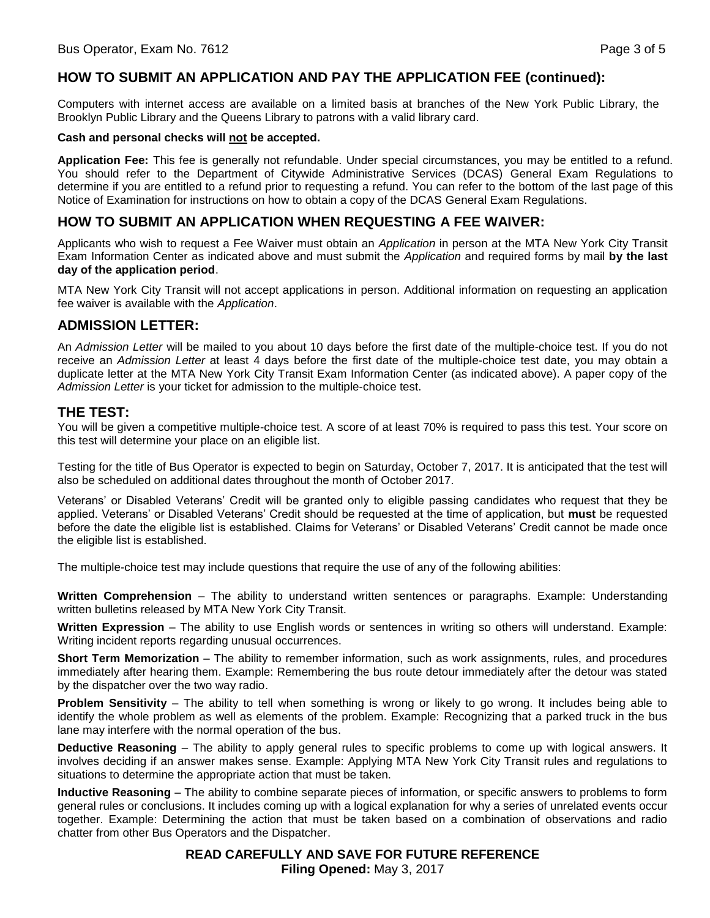## HOW TO SUBMIT AN APPLICATION AND PAY THE APPLICATION FEE (continued):

Computers with internet access are available on a limited basis at branches of the New York Public Library, the Brooklyn Public Library and the Queens Library to patrons with a valid library card.

**Cash and personal checks will not be accepted.**

**Application Fee:** This fee is generally not refundable. Under special circumstances, you may be entitled to a refund. You should refer to the Department of Citywide Administrative Services (DCAS) General Exam Regulations to determine if you are entitled to a refund prior to requesting a refund. You can refer to the bottom of the last page of this Notice of Examination for instructions on how to obtain a copy of the DCAS General Exam Regulations.

## HOW TO SUBMIT AN APPLICATION WHEN REQUESTING A FEE WAIVER:

Applicants who wish to request a Fee Waiver must obtain an *Application* in person at the MTA New York City Transit Exam Information Center as indicated above and must submit the *Application* and required forms by mail **by the last day of the application period**.

MTA New York City Transit will not accept applications in person. Additional information on requesting an application fee waiver is available with the *Application*.

## ADMISSION LETTER:

An *Admission Letter* will be mailed to you about 10 days before the first date of the multiple-choice test. If you do not receive an *Admission Letter* at least 4 days before the first date of the multiple-choice test date, you may obtain a duplicate letter at the MTA New York City Transit Exam Information Center (as indicated above). A paper copy of the *Admission Letter* is your ticket for admission to the multiple-choice test.

## THE TEST:

You will be given a competitive multiple-choice test. A score of at least 70% is required to pass this test. Your score on this test will determine your place on an eligible list.

Testing for the title of Bus Operator is expected to begin on Saturday, October 7, 2017. It is anticipated that the test will also be scheduled on additional dates throughout the month of October 2017.

Veterans' or Disabled Veterans' Credit will be granted only to eligible passing candidates who request that they be applied. Veterans' or Disabled Veterans' Credit should be requested at the time of application, but **must** be requested before the date the eligible list is established. Claims for Veterans' or Disabled Veterans' Credit cannot be made once the eligible list is established.

The multiple-choice test may include questions that require the use of any of the following abilities:

**Written Comprehension** – The ability to understand written sentences or paragraphs. Example: Understanding written bulletins released by MTA New York City Transit.

**Written Expression** – The ability to use English words or sentences in writing so others will understand. Example: Writing incident reports regarding unusual occurrences.

**Short Term Memorization** – The ability to remember information, such as work assignments, rules, and procedures immediately after hearing them. Example: Remembering the bus route detour immediately after the detour was stated by the dispatcher over the two way radio.

**Problem Sensitivity** – The ability to tell when something is wrong or likely to go wrong. It includes being able to identify the whole problem as well as elements of the problem. Example: Recognizing that a parked truck in the bus lane may interfere with the normal operation of the bus.

**Deductive Reasoning** – The ability to apply general rules to specific problems to come up with logical answers. It involves deciding if an answer makes sense. Example: Applying MTA New York City Transit rules and regulations to situations to determine the appropriate action that must be taken.

**Inductive Reasoning** – The ability to combine separate pieces of information, or specific answers to problems to form general rules or conclusions. It includes coming up with a logical explanation for why a series of unrelated events occur together. Example: Determining the action that must be taken based on a combination of observations and radio chatter from other Bus Operators and the Dispatcher.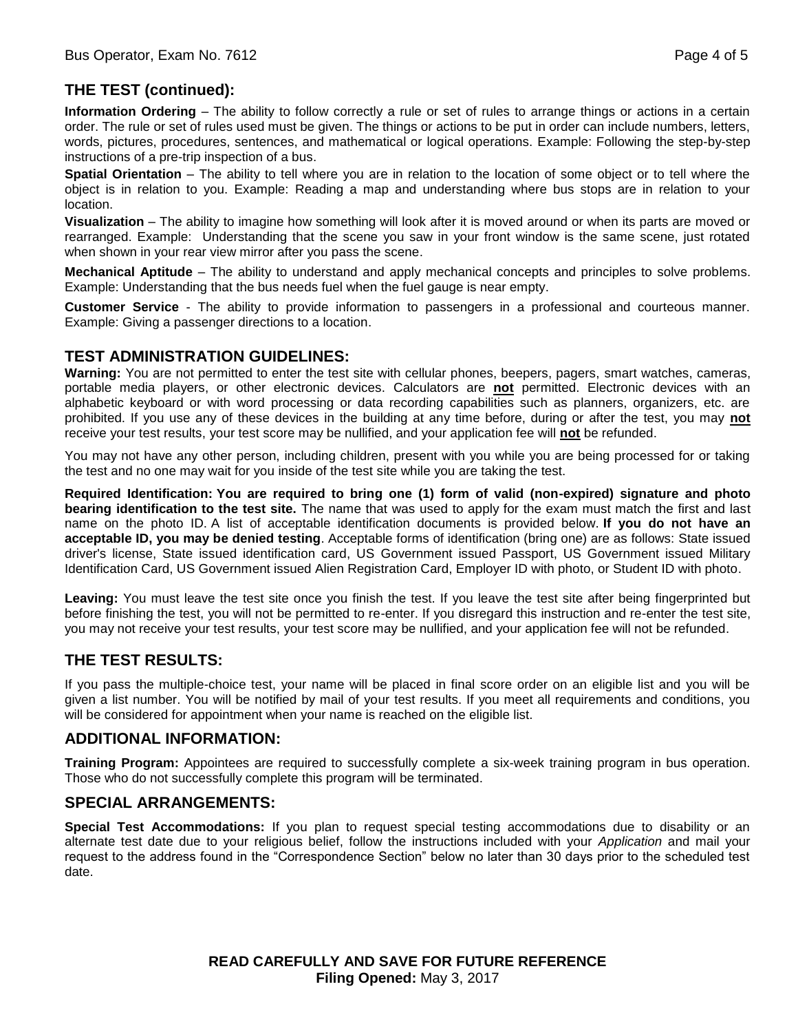## THE TEST (continued):

**Information Ordering** – The ability to follow correctly a rule or set of rules to arrange things or actions in a certain order. The rule or set of rules used must be given. The things or actions to be put in order can include numbers, letters, words, pictures, procedures, sentences, and mathematical or logical operations. Example: Following the step-by-step instructions of a pre-trip inspection of a bus.

**Spatial Orientation** – The ability to tell where you are in relation to the location of some object or to tell where the object is in relation to you. Example: Reading a map and understanding where bus stops are in relation to your location.

**Visualization** – The ability to imagine how something will look after it is moved around or when its parts are moved or rearranged. Example: Understanding that the scene you saw in your front window is the same scene, just rotated when shown in your rear view mirror after you pass the scene.

**Mechanical Aptitude** – The ability to understand and apply mechanical concepts and principles to solve problems. Example: Understanding that the bus needs fuel when the fuel gauge is near empty.

**Customer Service** - The ability to provide information to passengers in a professional and courteous manner. Example: Giving a passenger directions to a location.

## TEST ADMINISTRATION GUIDELINES:

**Warning:** You are not permitted to enter the test site with cellular phones, beepers, pagers, smart watches, cameras, portable media players, or other electronic devices. Calculators are **not** permitted. Electronic devices with an alphabetic keyboard or with word processing or data recording capabilities such as planners, organizers, etc. are prohibited. If you use any of these devices in the building at any time before, during or after the test, you may **not** receive your test results, your test score may be nullified, and your application fee will **not** be refunded.

You may not have any other person, including children, present with you while you are being processed for or taking the test and no one may wait for you inside of the test site while you are taking the test.

**Required Identification: You are required to bring one (1) form of valid (non-expired) signature and photo bearing identification to the test site.** The name that was used to apply for the exam must match the first and last name on the photo ID. A list of acceptable identification documents is provided below. **If you do not have an acceptable ID, you may be denied testing**. Acceptable forms of identification (bring one) are as follows: State issued driver's license, State issued identification card, US Government issued Passport, US Government issued Military Identification Card, US Government issued Alien Registration Card, Employer ID with photo, or Student ID with photo.

**Leaving:** You must leave the test site once you finish the test. If you leave the test site after being fingerprinted but before finishing the test, you will not be permitted to re-enter. If you disregard this instruction and re-enter the test site, you may not receive your test results, your test score may be nullified, and your application fee will not be refunded.

## THE TEST RESULTS:

If you pass the multiple-choice test, your name will be placed in final score order on an eligible list and you will be given a list number. You will be notified by mail of your test results. If you meet all requirements and conditions, you will be considered for appointment when your name is reached on the eligible list.

## ADDITIONAL INFORMATION:

**Training Program:** Appointees are required to successfully complete a six-week training program in bus operation. Those who do not successfully complete this program will be terminated.

## SPECIAL ARRANGEMENTS:

**Special Test Accommodations:** If you plan to request special testing accommodations due to disability or an alternate test date due to your religious belief, follow the instructions included with your *Application* and mail your request to the address found in the "Correspondence Section" below no later than 30 days prior to the scheduled test date.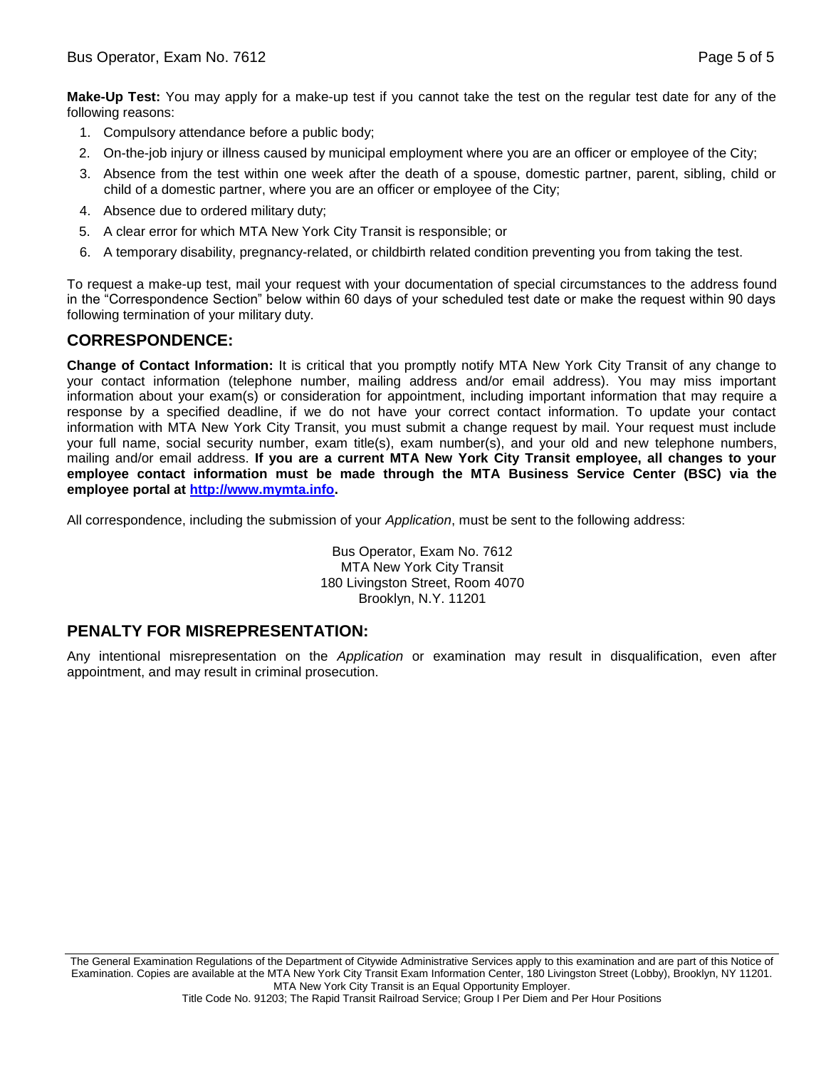**Make-Up Test:** You may apply for a make-up test if you cannot take the test on the regular test date for any of the following reasons:

1. Compulsory attendance before a public body;
2. On-the-job injury or illness caused by municipal employment where you are an officer or employee of the City;
3. Absence from the test within one week after the death of a spouse, domestic partner, parent, sibling, child or child of a domestic partner, where you are an officer or employee of the City;
4. Absence due to ordered military duty;
5. A clear error for which MTA New York City Transit is responsible; or
6. A temporary disability, pregnancy-related, or childbirth related condition preventing you from taking the test.

To request a make-up test, mail your request with your documentation of special circumstances to the address found in the "Correspondence Section" below within 60 days of your scheduled test date or make the request within 90 days following termination of your military duty.

## CORRESPONDENCE:

**Change of Contact Information:** It is critical that you promptly notify MTA New York City Transit of any change to your contact information (telephone number, mailing address and/or email address). You may miss important information about your exam(s) or consideration for appointment, including important information that may require a response by a specified deadline, if we do not have your correct contact information. To update your contact information with MTA New York City Transit, you must submit a change request by mail. Your request must include your full name, social security number, exam title(s), exam number(s), and your old and new telephone numbers, mailing and/or email address. **If you are a current MTA New York City Transit employee, all changes to your employee contact information must be made through the MTA Business Service Center (BSC) via the employee portal at [http://www.mymta.info](http://www.mymta.info).**

All correspondence, including the submission of your *Application*, must be sent to the following address:

Bus Operator, Exam No. 7612
MTA New York City Transit
180 Livingston Street, Room 4070
Brooklyn, N.Y. 11201

## PENALTY FOR MISREPRESENTATION:

Any intentional misrepresentation on the *Application* or examination may result in disqualification, even after appointment, and may result in criminal prosecution.

The General Examination Regulations of the Department of Citywide Administrative Services apply to this examination and are part of this Notice of Examination. Copies are available at the MTA New York City Transit Exam Information Center, 180 Livingston Street (Lobby), Brooklyn, NY 11201.
MTA New York City Transit is an Equal Opportunity Employer.
Title Code No. 91203; The Rapid Transit Railroad Service; Group I Per Diem and Per Hour Positions